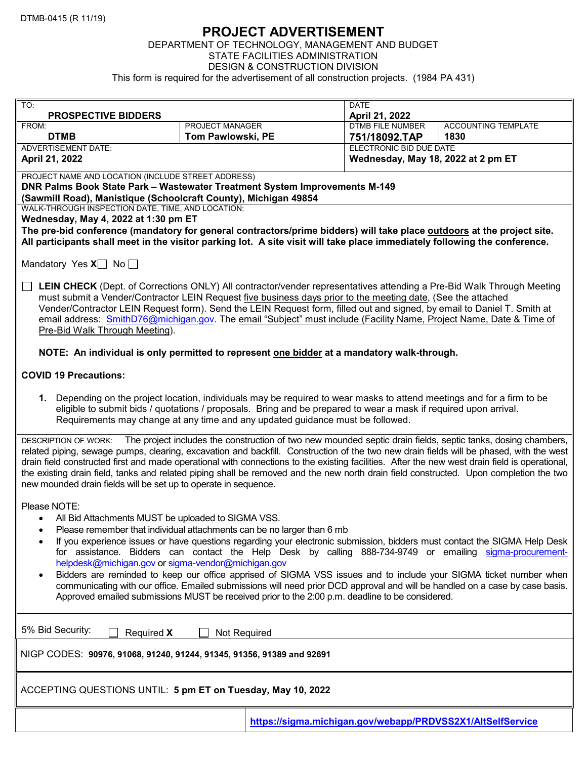DTMB-0415 (R 11/19)

# PROJECT ADVERTISEMENT

DEPARTMENT OF TECHNOLOGY, MANAGEMENT AND BUDGET
STATE FACILITIES ADMINISTRATION
DESIGN & CONSTRUCTION DIVISION
This form is required for the advertisement of all construction projects. (1984 PA 431)

| TO: | | DATE | |
|---|---|---|---|
| **PROSPECTIVE BIDDERS** | | **April 21, 2022** | |
| FROM: **DTMB** | PROJECT MANAGER **Tom Pawlowski, PE** | DTMB FILE NUMBER **751/18092.TAP** | ACCOUNTING TEMPLATE **1830** |
| ADVERTISEMENT DATE: **April 21, 2022** | | ELECTRONIC BID DUE DATE **Wednesday, May 18, 2022 at 2 pm ET** | |

PROJECT NAME AND LOCATION (INCLUDE STREET ADDRESS)
**DNR Palms Book State Park – Wastewater Treatment System Improvements M-149 (Sawmill Road), Manistique (Schoolcraft County), Michigan 49854**

WALK-THROUGH INSPECTION DATE, TIME, AND LOCATION:
**Wednesday, May 4, 2022 at 1:30 pm ET**
**The pre-bid conference (mandatory for general contractors/prime bidders) will take place outdoors at the project site. All participants shall meet in the visitor parking lot. A site visit will take place immediately following the conference.**

Mandatory Yes X☐ No ☐

☐ **LEIN CHECK** (Dept. of Corrections ONLY) All contractor/vender representatives attending a Pre-Bid Walk Through Meeting must submit a Vender/Contractor LEIN Request five business days prior to the meeting date, (See the attached Vender/Contractor LEIN Request form). Send the LEIN Request form, filled out and signed, by email to Daniel T. Smith at email address: SmithD76@michigan.gov. The email "Subject" must include (Facility Name, Project Name, Date & Time of Pre-Bid Walk Through Meeting).

**NOTE: An individual is only permitted to represent one bidder at a mandatory walk-through.**

**COVID 19 Precautions:**

1. Depending on the project location, individuals may be required to wear masks to attend meetings and for a firm to be eligible to submit bids / quotations / proposals. Bring and be prepared to wear a mask if required upon arrival. Requirements may change at any time and any updated guidance must be followed.

DESCRIPTION OF WORK: The project includes the construction of two new mounded septic drain fields, septic tanks, dosing chambers, related piping, sewage pumps, clearing, excavation and backfill. Construction of the two new drain fields will be phased, with the west drain field constructed first and made operational with connections to the existing facilities. After the new west drain field is operational, the existing drain field, tanks and related piping shall be removed and the new north drain field constructed. Upon completion the two new mounded drain fields will be set up to operate in sequence.

Please NOTE:

- All Bid Attachments MUST be uploaded to SIGMA VSS.
- Please remember that individual attachments can be no larger than 6 mb
- If you experience issues or have questions regarding your electronic submission, bidders must contact the SIGMA Help Desk for assistance. Bidders can contact the Help Desk by calling 888-734-9749 or emailing sigma-procurement-helpdesk@michigan.gov or sigma-vendor@michigan.gov
- Bidders are reminded to keep our office apprised of SIGMA VSS issues and to include your SIGMA ticket number when communicating with our office. Emailed submissions will need prior DCD approval and will be handled on a case by case basis. Approved emailed submissions MUST be received prior to the 2:00 p.m. deadline to be considered.

5% Bid Security: ☐ Required **X** ☐ Not Required

NIGP CODES: **90976, 91068, 91240, 91244, 91345, 91356, 91389 and 92691**

ACCEPTING QUESTIONS UNTIL: **5 pm ET on Tuesday, May 10, 2022**

**https://sigma.michigan.gov/webapp/PRDVSS2X1/AltSelfService**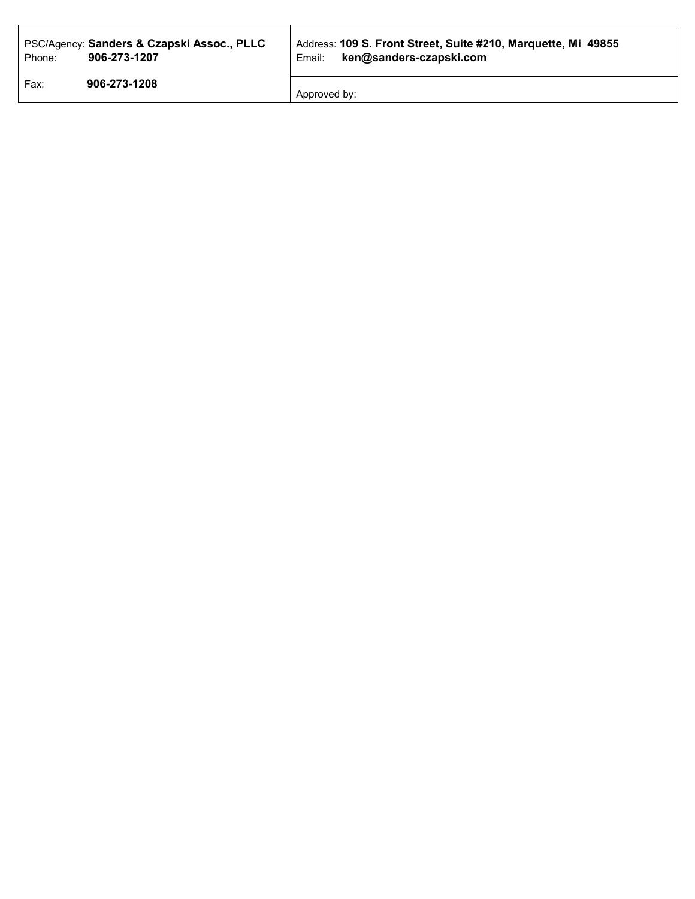| | |
|---|---|
| PSC/Agency: **Sanders & Czapski Assoc., PLLC**<br>Phone: **906-273-1207**<br><br>Fax: **906-273-1208** | Address: **109 S. Front Street, Suite #210, Marquette, Mi 49855**<br>Email: **ken@sanders-czapski.com**<br><br>Approved by: |